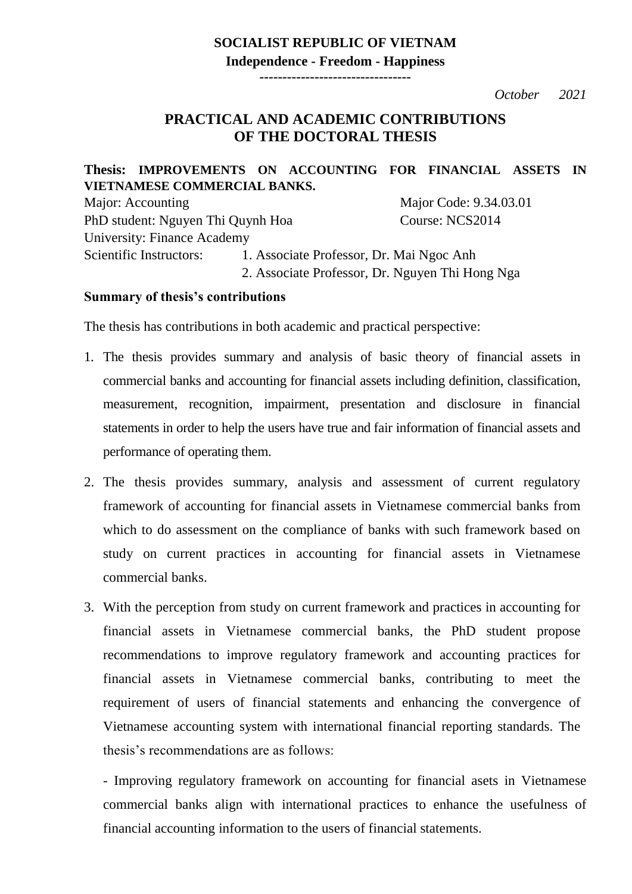**SOCIALIST REPUBLIC OF VIETNAM**

**Independence - Freedom - Happiness**

**---------------------------------**

*October 2021*

# PRACTICAL AND ACADEMIC CONTRIBUTIONS OF THE DOCTORAL THESIS

**Thesis: IMPROVEMENTS ON ACCOUNTING FOR FINANCIAL ASSETS IN VIETNAMESE COMMERCIAL BANKS.**

Major: Accounting    Major Code: 9.34.03.01

PhD student: Nguyen Thi Quynh Hoa    Course: NCS2014

University: Finance Academy

Scientific Instructors:
1. Associate Professor, Dr. Mai Ngoc Anh
2. Associate Professor, Dr. Nguyen Thi Hong Nga

**Summary of thesis's contributions**

The thesis has contributions in both academic and practical perspective:

1. The thesis provides summary and analysis of basic theory of financial assets in commercial banks and accounting for financial assets including definition, classification, measurement, recognition, impairment, presentation and disclosure in financial statements in order to help the users have true and fair information of financial assets and performance of operating them.

2. The thesis provides summary, analysis and assessment of current regulatory framework of accounting for financial assets in Vietnamese commercial banks from which to do assessment on the compliance of banks with such framework based on study on current practices in accounting for financial assets in Vietnamese commercial banks.

3. With the perception from study on current framework and practices in accounting for financial assets in Vietnamese commercial banks, the PhD student propose recommendations to improve regulatory framework and accounting practices for financial assets in Vietnamese commercial banks, contributing to meet the requirement of users of financial statements and enhancing the convergence of Vietnamese accounting system with international financial reporting standards. The thesis's recommendations are as follows:

   - Improving regulatory framework on accounting for financial asets in Vietnamese commercial banks align with international practices to enhance the usefulness of financial accounting information to the users of financial statements.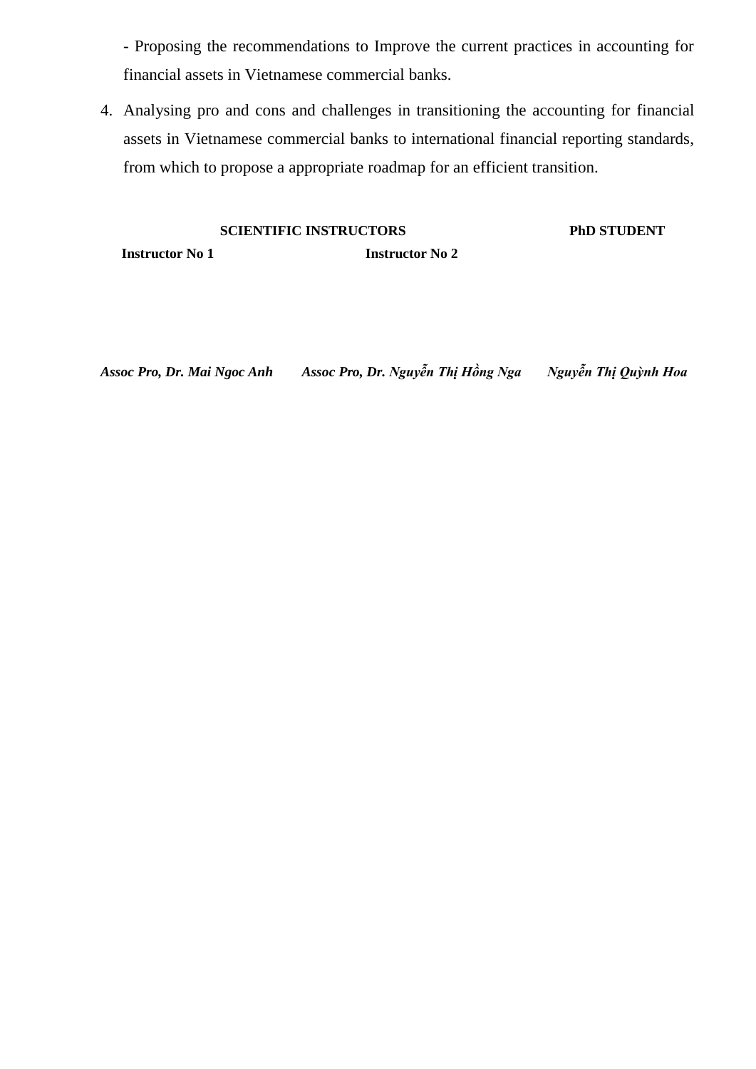- Proposing the recommendations to Improve the current practices in accounting for financial assets in Vietnamese commercial banks.

4. Analysing pro and cons and challenges in transitioning the accounting for financial assets in Vietnamese commercial banks to international financial reporting standards, from which to propose a appropriate roadmap for an efficient transition.

| SCIENTIFIC INSTRUCTORS | | PhD STUDENT |
| --- | --- | --- |
| **Instructor No 1** | **Instructor No 2** | |
| ***Assoc Pro, Dr. Mai Ngoc Anh*** | ***Assoc Pro, Dr. Nguyễn Thị Hồng Nga*** | ***Nguyễn Thị Quỳnh Hoa*** |